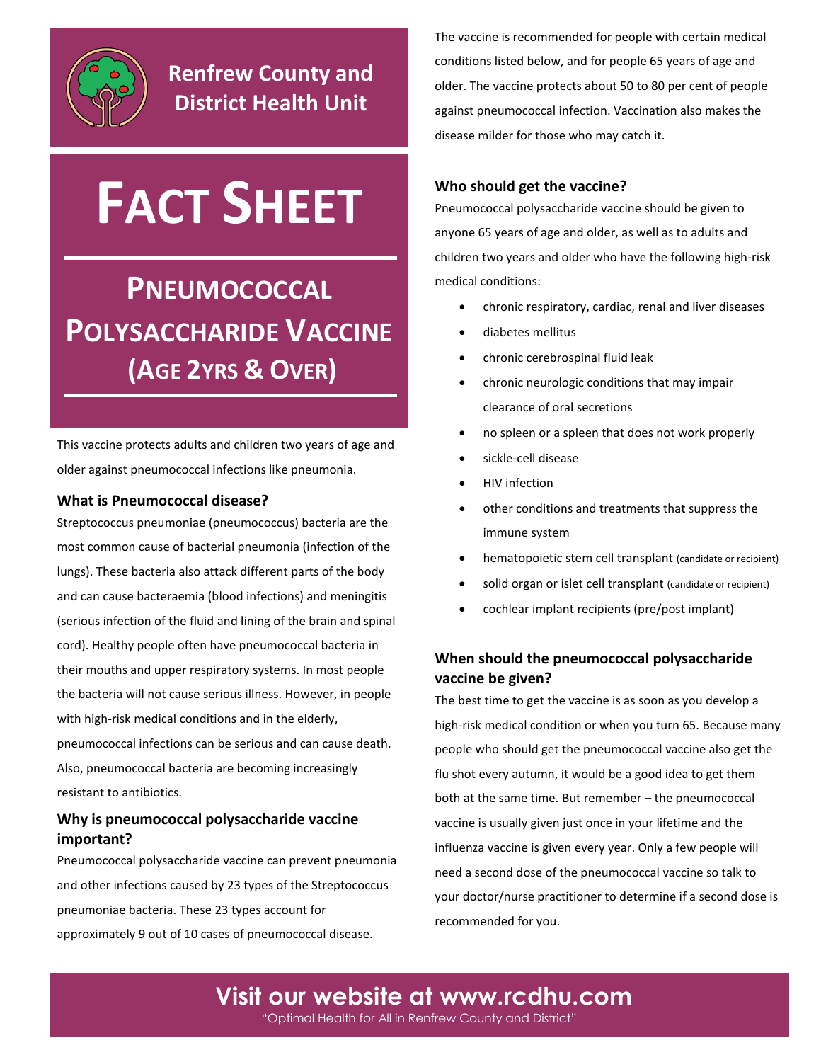# Renfrew County and District Health Unit

# FACT SHEET

## PNEUMOCOCCAL POLYSACCHARIDE VACCINE (AGE 2YRS & OVER)

This vaccine protects adults and children two years of age and older against pneumococcal infections like pneumonia.

### What is Pneumococcal disease?

Streptococcus pneumoniae (pneumococcus) bacteria are the most common cause of bacterial pneumonia (infection of the lungs). These bacteria also attack different parts of the body and can cause bacteraemia (blood infections) and meningitis (serious infection of the fluid and lining of the brain and spinal cord). Healthy people often have pneumococcal bacteria in their mouths and upper respiratory systems. In most people the bacteria will not cause serious illness. However, in people with high-risk medical conditions and in the elderly, pneumococcal infections can be serious and can cause death. Also, pneumococcal bacteria are becoming increasingly resistant to antibiotics.

### Why is pneumococcal polysaccharide vaccine important?

Pneumococcal polysaccharide vaccine can prevent pneumonia and other infections caused by 23 types of the Streptococcus pneumoniae bacteria. These 23 types account for approximately 9 out of 10 cases of pneumococcal disease.

The vaccine is recommended for people with certain medical conditions listed below, and for people 65 years of age and older. The vaccine protects about 50 to 80 per cent of people against pneumococcal infection. Vaccination also makes the disease milder for those who may catch it.

### Who should get the vaccine?

Pneumococcal polysaccharide vaccine should be given to anyone 65 years of age and older, as well as to adults and children two years and older who have the following high-risk medical conditions:

- chronic respiratory, cardiac, renal and liver diseases
- diabetes mellitus
- chronic cerebrospinal fluid leak
- chronic neurologic conditions that may impair clearance of oral secretions
- no spleen or a spleen that does not work properly
- sickle-cell disease
- HIV infection
- other conditions and treatments that suppress the immune system
- hematopoietic stem cell transplant (candidate or recipient)
- solid organ or islet cell transplant (candidate or recipient)
- cochlear implant recipients (pre/post implant)

### When should the pneumococcal polysaccharide vaccine be given?

The best time to get the vaccine is as soon as you develop a high-risk medical condition or when you turn 65. Because many people who should get the pneumococcal vaccine also get the flu shot every autumn, it would be a good idea to get them both at the same time. But remember – the pneumococcal vaccine is usually given just once in your lifetime and the influenza vaccine is given every year. Only a few people will need a second dose of the pneumococcal vaccine so talk to your doctor/nurse practitioner to determine if a second dose is recommended for you.

**Visit our website at www.rcdhu.com**

"Optimal Health for All in Renfrew County and District"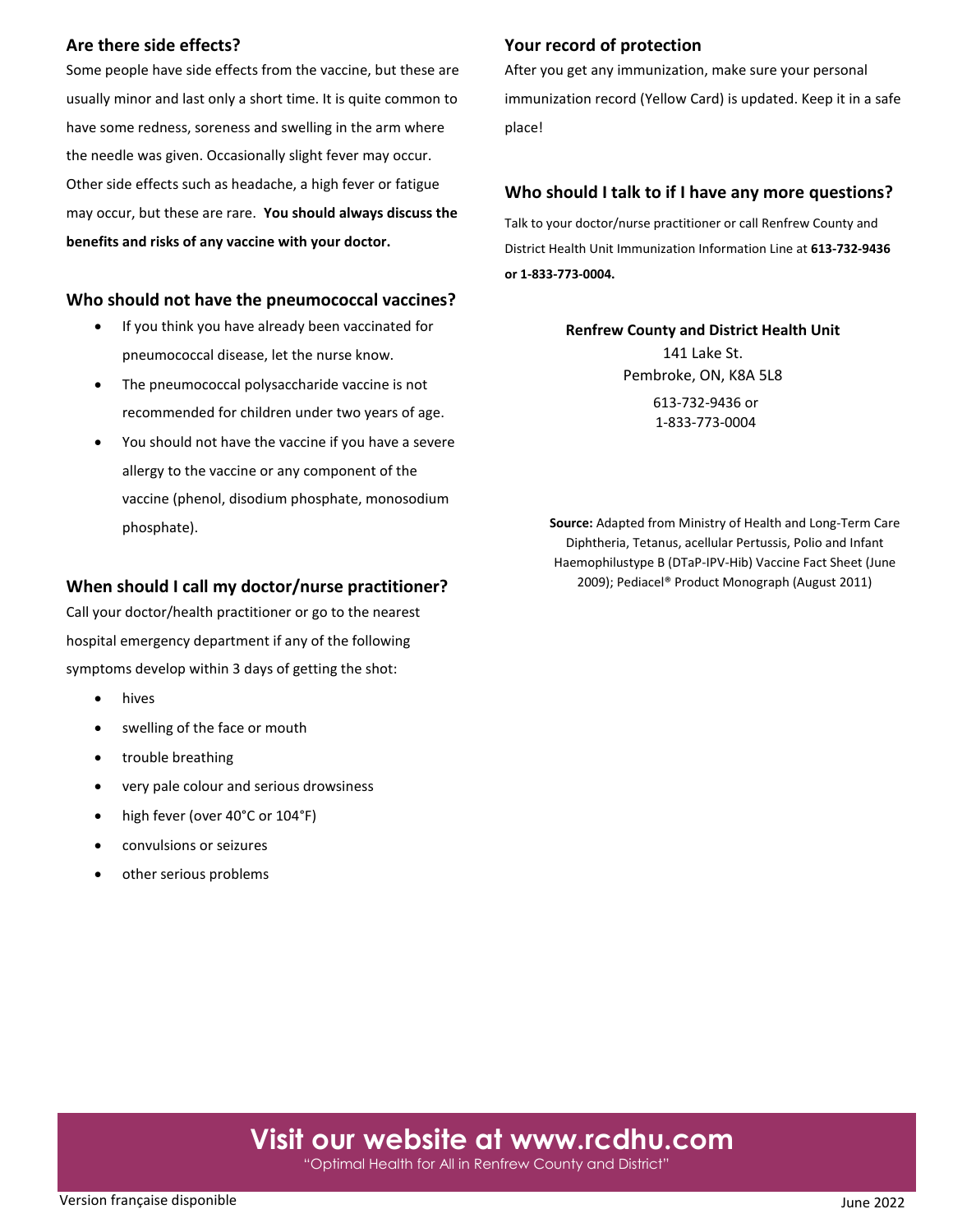## Are there side effects?

Some people have side effects from the vaccine, but these are usually minor and last only a short time. It is quite common to have some redness, soreness and swelling in the arm where the needle was given. Occasionally slight fever may occur. Other side effects such as headache, a high fever or fatigue may occur, but these are rare. **You should always discuss the benefits and risks of any vaccine with your doctor.**

## Who should not have the pneumococcal vaccines?

- If you think you have already been vaccinated for pneumococcal disease, let the nurse know.
- The pneumococcal polysaccharide vaccine is not recommended for children under two years of age.
- You should not have the vaccine if you have a severe allergy to the vaccine or any component of the vaccine (phenol, disodium phosphate, monosodium phosphate).

## When should I call my doctor/nurse practitioner?

Call your doctor/health practitioner or go to the nearest hospital emergency department if any of the following symptoms develop within 3 days of getting the shot:

- hives
- swelling of the face or mouth
- trouble breathing
- very pale colour and serious drowsiness
- high fever (over 40°C or 104°F)
- convulsions or seizures
- other serious problems

## Your record of protection

After you get any immunization, make sure your personal immunization record (Yellow Card) is updated. Keep it in a safe place!

## Who should I talk to if I have any more questions?

Talk to your doctor/nurse practitioner or call Renfrew County and District Health Unit Immunization Information Line at **613-732-9436 or 1-833-773-0004.**

**Renfrew County and District Health Unit**
141 Lake St.
Pembroke, ON, K8A 5L8
613-732-9436 or
1-833-773-0004

**Source:** Adapted from Ministry of Health and Long-Term Care Diphtheria, Tetanus, acellular Pertussis, Polio and Infant Haemophilustype B (DTaP-IPV-Hib) Vaccine Fact Sheet (June 2009); Pediacel® Product Monograph (August 2011)

**Visit our website at www.rcdhu.com**

"Optimal Health for All in Renfrew County and District"

Version française disponible

June 2022